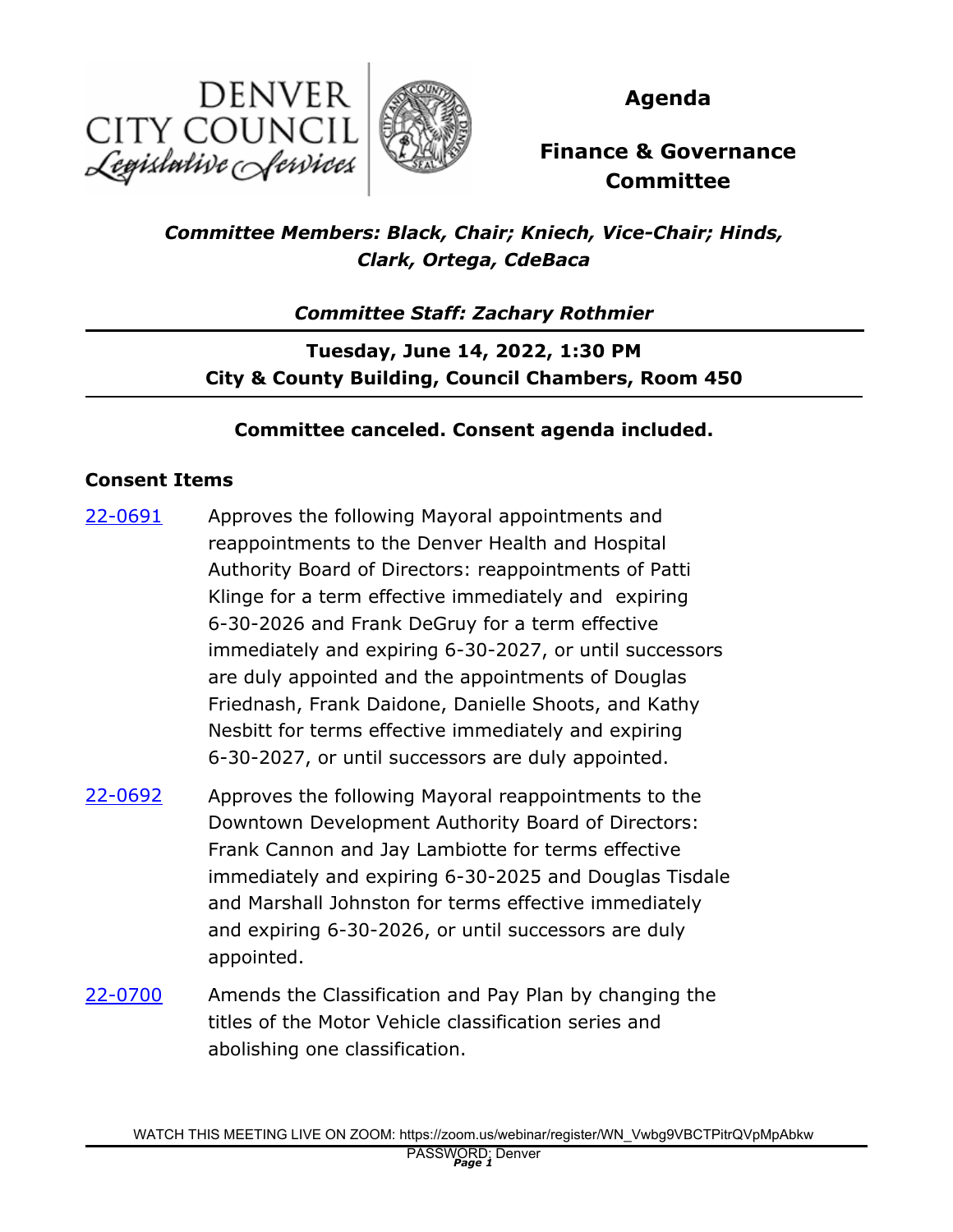DENVER CITY COUNCIL
*Legislative Services*

# Agenda

## Finance & Governance Committee

***Committee Members: Black, Chair; Kniech, Vice-Chair; Hinds, Clark, Ortega, CdeBaca***

***Committee Staff: Zachary Rothmier***

**Tuesday, June 14, 2022, 1:30 PM**
**City & County Building, Council Chambers, Room 450**

**Committee canceled. Consent agenda included.**

### Consent Items

22-0691 Approves the following Mayoral appointments and reappointments to the Denver Health and Hospital Authority Board of Directors: reappointments of Patti Klinge for a term effective immediately and expiring 6-30-2026 and Frank DeGruy for a term effective immediately and expiring 6-30-2027, or until successors are duly appointed and the appointments of Douglas Friednash, Frank Daidone, Danielle Shoots, and Kathy Nesbitt for terms effective immediately and expiring 6-30-2027, or until successors are duly appointed.

22-0692 Approves the following Mayoral reappointments to the Downtown Development Authority Board of Directors: Frank Cannon and Jay Lambiotte for terms effective immediately and expiring 6-30-2025 and Douglas Tisdale and Marshall Johnston for terms effective immediately and expiring 6-30-2026, or until successors are duly appointed.

22-0700 Amends the Classification and Pay Plan by changing the titles of the Motor Vehicle classification series and abolishing one classification.

WATCH THIS MEETING LIVE ON ZOOM: https://zoom.us/webinar/register/WN_Vwbg9VBCTPitrQVpMpAbkw
PASSWORD: Denver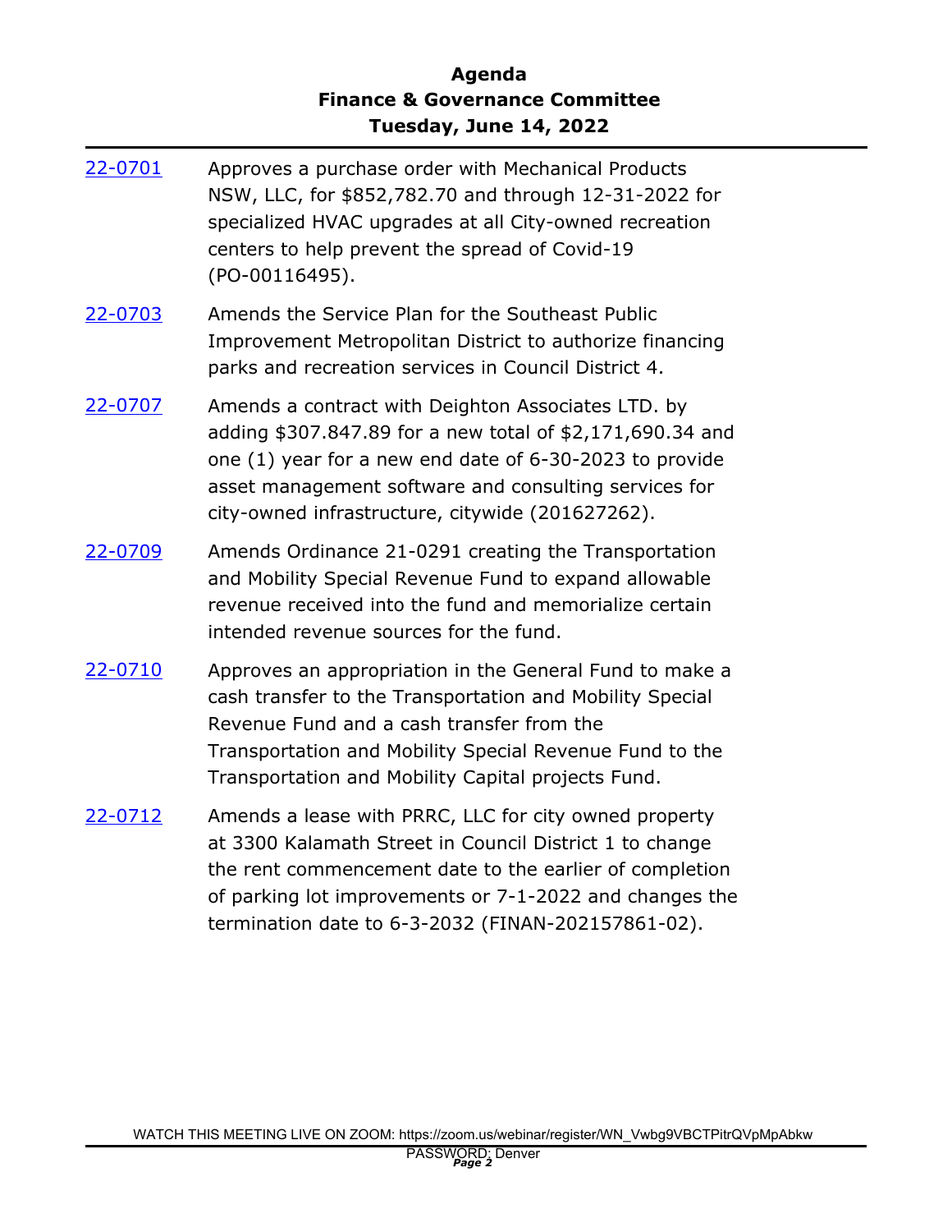**Agenda**
**Finance & Governance Committee**
**Tuesday, June 14, 2022**

[22-0701] Approves a purchase order with Mechanical Products NSW, LLC, for $852,782.70 and through 12-31-2022 for specialized HVAC upgrades at all City-owned recreation centers to help prevent the spread of Covid-19 (PO-00116495).

[22-0703] Amends the Service Plan for the Southeast Public Improvement Metropolitan District to authorize financing parks and recreation services in Council District 4.

[22-0707] Amends a contract with Deighton Associates LTD. by adding $307.847.89 for a new total of $2,171,690.34 and one (1) year for a new end date of 6-30-2023 to provide asset management software and consulting services for city-owned infrastructure, citywide (201627262).

[22-0709] Amends Ordinance 21-0291 creating the Transportation and Mobility Special Revenue Fund to expand allowable revenue received into the fund and memorialize certain intended revenue sources for the fund.

[22-0710] Approves an appropriation in the General Fund to make a cash transfer to the Transportation and Mobility Special Revenue Fund and a cash transfer from the Transportation and Mobility Special Revenue Fund to the Transportation and Mobility Capital projects Fund.

[22-0712] Amends a lease with PRRC, LLC for city owned property at 3300 Kalamath Street in Council District 1 to change the rent commencement date to the earlier of completion of parking lot improvements or 7-1-2022 and changes the termination date to 6-3-2032 (FINAN-202157861-02).

WATCH THIS MEETING LIVE ON ZOOM: https://zoom.us/webinar/register/WN_Vwbg9VBCTPitrQVpMpAbkw
PASSWORD: Denver